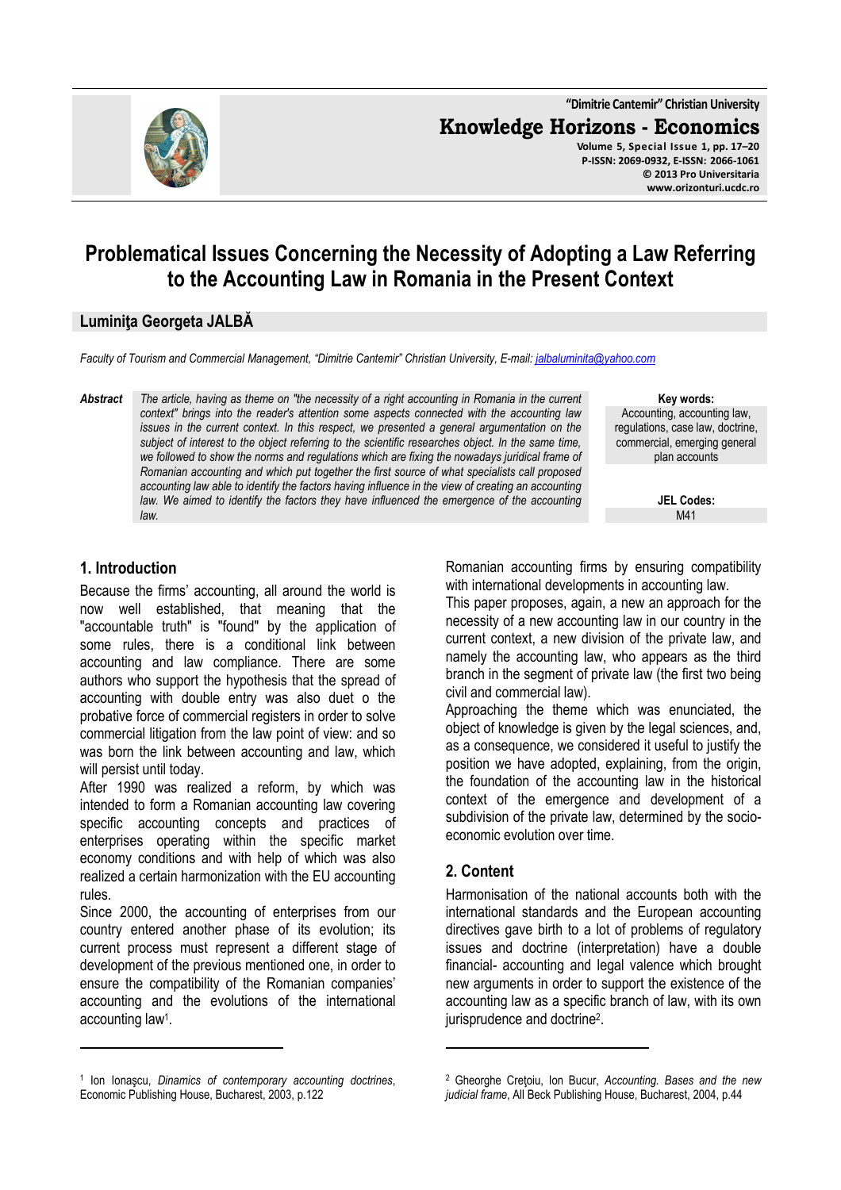# Problematical Issues Concerning the Necessity of Adopting a Law Referring to the Accounting Law in Romania in the Present Context

**Luminiţa Georgeta JALBĂ**

*Faculty of Tourism and Commercial Management, "Dimitrie Cantemir" Christian University, E-mail: jalbaluminita@yahoo.com*

***Abstract*** *The article, having as theme on "the necessity of a right accounting in Romania in the current context" brings into the reader's attention some aspects connected with the accounting law issues in the current context. In this respect, we presented a general argumentation on the subject of interest to the object referring to the scientific researches object. In the same time, we followed to show the norms and regulations which are fixing the nowadays juridical frame of Romanian accounting and which put together the first source of what specialists call proposed accounting law able to identify the factors having influence in the view of creating an accounting law. We aimed to identify the factors they have influenced the emergence of the accounting law.*

**Key words:** Accounting, accounting law, regulations, case law, doctrine, commercial, emerging general plan accounts

**JEL Codes:** M41

## 1. Introduction

Because the firms' accounting, all around the world is now well established, that meaning that the "accountable truth" is "found" by the application of some rules, there is a conditional link between accounting and law compliance. There are some authors who support the hypothesis that the spread of accounting with double entry was also duet o the probative force of commercial registers in order to solve commercial litigation from the law point of view: and so was born the link between accounting and law, which will persist until today.

After 1990 was realized a reform, by which was intended to form a Romanian accounting law covering specific accounting concepts and practices of enterprises operating within the specific market economy conditions and with help of which was also realized a certain harmonization with the EU accounting rules.

Since 2000, the accounting of enterprises from our country entered another phase of its evolution; its current process must represent a different stage of development of the previous mentioned one, in order to ensure the compatibility of the Romanian companies' accounting and the evolutions of the international accounting law[1].

Romanian accounting firms by ensuring compatibility with international developments in accounting law.

This paper proposes, again, a new an approach for the necessity of a new accounting law in our country in the current context, a new division of the private law, and namely the accounting law, who appears as the third branch in the segment of private law (the first two being civil and commercial law).

Approaching the theme which was enunciated, the object of knowledge is given by the legal sciences, and, as a consequence, we considered it useful to justify the position we have adopted, explaining, from the origin, the foundation of the accounting law in the historical context of the emergence and development of a subdivision of the private law, determined by the socio-economic evolution over time.

## 2. Content

Harmonisation of the national accounts both with the international standards and the European accounting directives gave birth to a lot of problems of regulatory issues and doctrine (interpretation) have a double financial- accounting and legal valence which brought new arguments in order to support the existence of the accounting law as a specific branch of law, with its own jurisprudence and doctrine[2].

---

[1] Ion Ionaşcu, *Dinamics of contemporary accounting doctrines*, Economic Publishing House, Bucharest, 2003, p.122

[2] Gheorghe Creţoiu, Ion Bucur, *Accounting. Bases and the new judicial frame*, All Beck Publishing House, Bucharest, 2004, p.44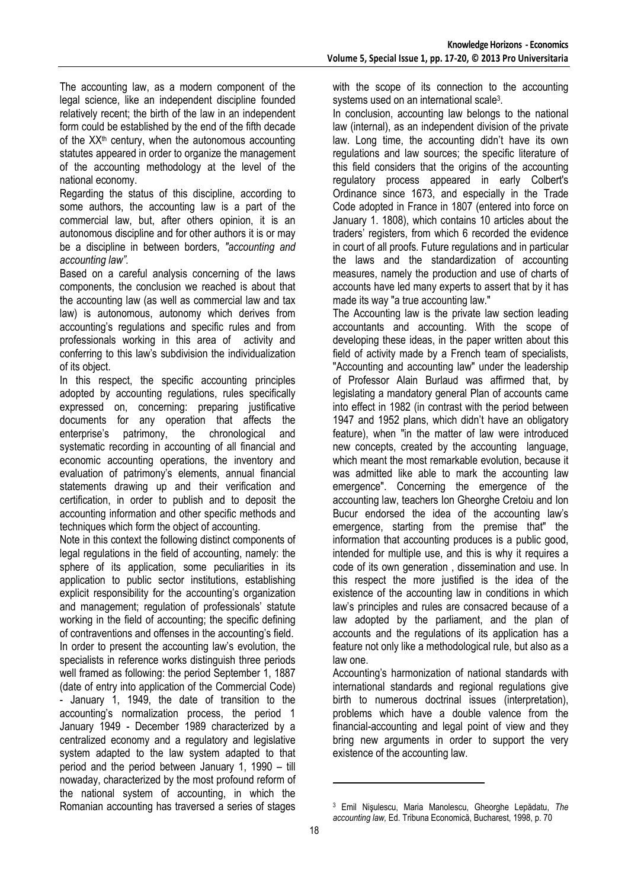The accounting law, as a modern component of the legal science, like an independent discipline founded relatively recent; the birth of the law in an independent form could be established by the end of the fifth decade of the XX[th] century, when the autonomous accounting statutes appeared in order to organize the management of the accounting methodology at the level of the national economy.

Regarding the status of this discipline, according to some authors, the accounting law is a part of the commercial law, but, after others opinion, it is an autonomous discipline and for other authors it is or may be a discipline in between borders, *"accounting and accounting law"*.

Based on a careful analysis concerning of the laws components, the conclusion we reached is about that the accounting law (as well as commercial law and tax law) is autonomous, autonomy which derives from accounting's regulations and specific rules and from professionals working in this area of activity and conferring to this law's subdivision the individualization of its object.

In this respect, the specific accounting principles adopted by accounting regulations, rules specifically expressed on, concerning: preparing justificative documents for any operation that affects the enterprise's patrimony, the chronological and systematic recording in accounting of all financial and economic accounting operations, the inventory and evaluation of patrimony's elements, annual financial statements drawing up and their verification and certification, in order to publish and to deposit the accounting information and other specific methods and techniques which form the object of accounting.

Note in this context the following distinct components of legal regulations in the field of accounting, namely: the sphere of its application, some peculiarities in its application to public sector institutions, establishing explicit responsibility for the accounting's organization and management; regulation of professionals' statute working in the field of accounting; the specific defining of contraventions and offenses in the accounting's field.

In order to present the accounting law's evolution, the specialists in reference works distinguish three periods well framed as following: the period September 1, 1887 (date of entry into application of the Commercial Code) - January 1, 1949, the date of transition to the accounting's normalization process, the period 1 January 1949 - December 1989 characterized by a centralized economy and a regulatory and legislative system adapted to the law system adapted to that period and the period between January 1, 1990 – till nowaday, characterized by the most profound reform of the national system of accounting, in which the Romanian accounting has traversed a series of stages with the scope of its connection to the accounting systems used on an international scale[3].

In conclusion, accounting law belongs to the national law (internal), as an independent division of the private law. Long time, the accounting didn't have its own regulations and law sources; the specific literature of this field considers that the origins of the accounting regulatory process appeared in early Colbert's Ordinance since 1673, and especially in the Trade Code adopted in France in 1807 (entered into force on January 1. 1808), which contains 10 articles about the traders' registers, from which 6 recorded the evidence in court of all proofs. Future regulations and in particular the laws and the standardization of accounting measures, namely the production and use of charts of accounts have led many experts to assert that by it has made its way "a true accounting law."

The Accounting law is the private law section leading accountants and accounting. With the scope of developing these ideas, in the paper written about this field of activity made by a French team of specialists, "Accounting and accounting law" under the leadership of Professor Alain Burlaud was affirmed that, by legislating a mandatory general Plan of accounts came into effect in 1982 (in contrast with the period between 1947 and 1952 plans, which didn't have an obligatory feature), when "in the matter of law were introduced new concepts, created by the accounting language, which meant the most remarkable evolution, because it was admitted like able to mark the accounting law emergence". Concerning the emergence of the accounting law, teachers Ion Gheorghe Cretoiu and Ion Bucur endorsed the idea of the accounting law's emergence, starting from the premise that" the information that accounting produces is a public good, intended for multiple use, and this is why it requires a code of its own generation , dissemination and use. In this respect the more justified is the idea of the existence of the accounting law in conditions in which law's principles and rules are consacred because of a law adopted by the parliament, and the plan of accounts and the regulations of its application has a feature not only like a methodological rule, but also as a law one.

Accounting's harmonization of national standards with international standards and regional regulations give birth to numerous doctrinal issues (interpretation), problems which have a double valence from the financial-accounting and legal point of view and they bring new arguments in order to support the very existence of the accounting law.

---

[3] Emil Nişulescu, Maria Manolescu, Gheorghe Lepădatu, *The accounting law*, Ed. Tribuna Economică, Bucharest, 1998, p. 70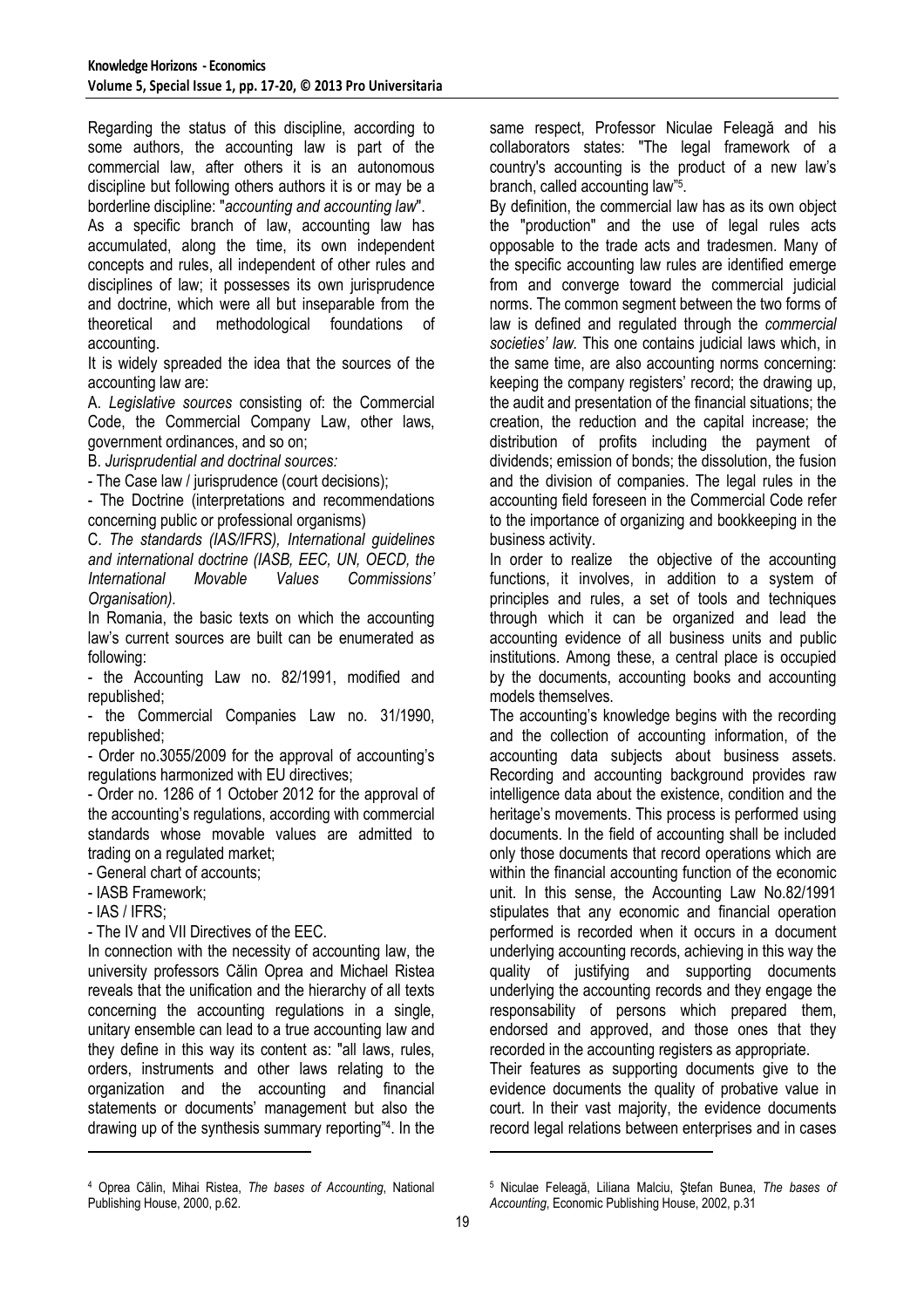Regarding the status of this discipline, according to some authors, the accounting law is part of the commercial law, after others it is an autonomous discipline but following others authors it is or may be a borderline discipline: "*accounting and accounting law*".

As a specific branch of law, accounting law has accumulated, along the time, its own independent concepts and rules, all independent of other rules and disciplines of law; it possesses its own jurisprudence and doctrine, which were all but inseparable from the theoretical and methodological foundations of accounting.

It is widely spreaded the idea that the sources of the accounting law are:

A. *Legislative sources* consisting of: the Commercial Code, the Commercial Company Law, other laws, government ordinances, and so on;

B. *Jurisprudential and doctrinal sources:*

- The Case law / jurisprudence (court decisions);
- The Doctrine (interpretations and recommendations concerning public or professional organisms)

C. *The standards (IAS/IFRS), International guidelines and international doctrine (IASB, EEC, UN, OECD, the International Movable Values Commissions' Organisation).*

In Romania, the basic texts on which the accounting law's current sources are built can be enumerated as following:

- the Accounting Law no. 82/1991, modified and republished;
- the Commercial Companies Law no. 31/1990, republished;
- Order no.3055/2009 for the approval of accounting's regulations harmonized with EU directives;
- Order no. 1286 of 1 October 2012 for the approval of the accounting's regulations, according with commercial standards whose movable values are admitted to trading on a regulated market;
- General chart of accounts;
- IASB Framework;
- IAS / IFRS;
- The IV and VII Directives of the EEC.

In connection with the necessity of accounting law, the university professors Călin Oprea and Michael Ristea reveals that the unification and the hierarchy of all texts concerning the accounting regulations in a single, unitary ensemble can lead to a true accounting law and they define in this way its content as: "all laws, rules, orders, instruments and other laws relating to the organization and the accounting and financial statements or documents' management but also the drawing up of the synthesis summary reporting"[4]. In the same respect, Professor Niculae Feleagă and his collaborators states: "The legal framework of a country's accounting is the product of a new law's branch, called accounting law"[5].

By definition, the commercial law has as its own object the "production" and the use of legal rules acts opposable to the trade acts and tradesmen. Many of the specific accounting law rules are identified emerge from and converge toward the commercial judicial norms. The common segment between the two forms of law is defined and regulated through the *commercial societies' law.* This one contains judicial laws which, in the same time, are also accounting norms concerning: keeping the company registers' record; the drawing up, the audit and presentation of the financial situations; the creation, the reduction and the capital increase; the distribution of profits including the payment of dividends; emission of bonds; the dissolution, the fusion and the division of companies. The legal rules in the accounting field foreseen in the Commercial Code refer to the importance of organizing and bookkeeping in the business activity.

In order to realize the objective of the accounting functions, it involves, in addition to a system of principles and rules, a set of tools and techniques through which it can be organized and lead the accounting evidence of all business units and public institutions. Among these, a central place is occupied by the documents, accounting books and accounting models themselves.

The accounting's knowledge begins with the recording and the collection of accounting information, of the accounting data subjects about business assets. Recording and accounting background provides raw intelligence data about the existence, condition and the heritage's movements. This process is performed using documents. In the field of accounting shall be included only those documents that record operations which are within the financial accounting function of the economic unit. In this sense, the Accounting Law No.82/1991 stipulates that any economic and financial operation performed is recorded when it occurs in a document underlying accounting records, achieving in this way the quality of justifying and supporting documents underlying the accounting records and they engage the responsability of persons which prepared them, endorsed and approved, and those ones that they recorded in the accounting registers as appropriate.

Their features as supporting documents give to the evidence documents the quality of probative value in court. In their vast majority, the evidence documents record legal relations between enterprises and in cases

[4] Oprea Călin, Mihai Ristea, *The bases of Accounting*, National Publishing House, 2000, p.62.

[5] Niculae Feleagă, Liliana Malciu, Ştefan Bunea, *The bases of Accounting*, Economic Publishing House, 2002, p.31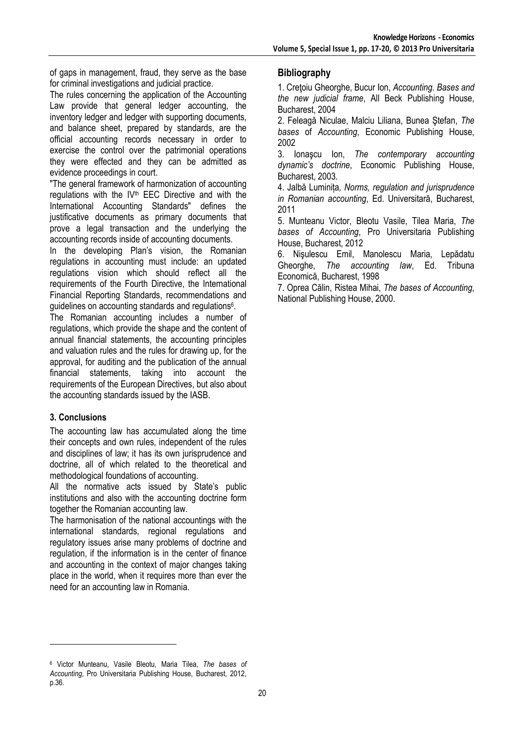of gaps in management, fraud, they serve as the base for criminal investigations and judicial practice.

The rules concerning the application of the Accounting Law provide that general ledger accounting, the inventory ledger and ledger with supporting documents, and balance sheet, prepared by standards, are the official accounting records necessary in order to exercise the control over the patrimonial operations they were effected and they can be admitted as evidence proceedings in court.

"The general framework of harmonization of accounting regulations with the IV$^{th}$ EEC Directive and with the International Accounting Standards" defines the justificative documents as primary documents that prove a legal transaction and the underlying the accounting records inside of accounting documents.

In the developing Plan's vision, the Romanian regulations in accounting must include: an updated regulations vision which should reflect all the requirements of the Fourth Directive, the International Financial Reporting Standards, recommendations and guidelines on accounting standards and regulations[6].

The Romanian accounting includes a number of regulations, which provide the shape and the content of annual financial statements, the accounting principles and valuation rules and the rules for drawing up, for the approval, for auditing and the publication of the annual financial statements, taking into account the requirements of the European Directives, but also about the accounting standards issued by the IASB.

### 3. Conclusions

The accounting law has accumulated along the time their concepts and own rules, independent of the rules and disciplines of law; it has its own jurisprudence and doctrine, all of which related to the theoretical and methodological foundations of accounting.

All the normative acts issued by State's public institutions and also with the accounting doctrine form together the Romanian accounting law.

The harmonisation of the national accountings with the international standards, regional regulations and regulatory issues arise many problems of doctrine and regulation, if the information is in the center of finance and accounting in the context of major changes taking place in the world, when it requires more than ever the need for an accounting law in Romania.

## Bibliography

1. Creţoiu Gheorghe, Bucur Ion, *Accounting. Bases and the new judicial frame*, All Beck Publishing House, Bucharest, 2004
2. Feleagă Niculae, Malciu Liliana, Bunea Ştefan, *The bases* of *Accounting*, Economic Publishing House, 2002
3. Ionaşcu Ion, *The contemporary accounting dynamic's doctrine*, Economic Publishing House, Bucharest, 2003.
4. Jalbă Luminița*, Norms, regulation and jurisprudence in Romanian accounting*, Ed. Universitară, Bucharest, 2011
5. Munteanu Victor, Bleotu Vasile, Tilea Maria, *The bases of Accounting*, Pro Universitaria Publishing House, Bucharest, 2012
6. Nişulescu Emil, Manolescu Maria, Lepădatu Gheorghe, *The accounting law*, Ed. Tribuna Economică, Bucharest, 1998
7. Oprea Călin, Ristea Mihai, *The bases of Accounting*, National Publishing House, 2000.

---

[6] Victor Munteanu, Vasile Bleotu, Maria Tilea, *The bases of Accounting*, Pro Universitaria Publishing House, Bucharest, 2012, p.36.